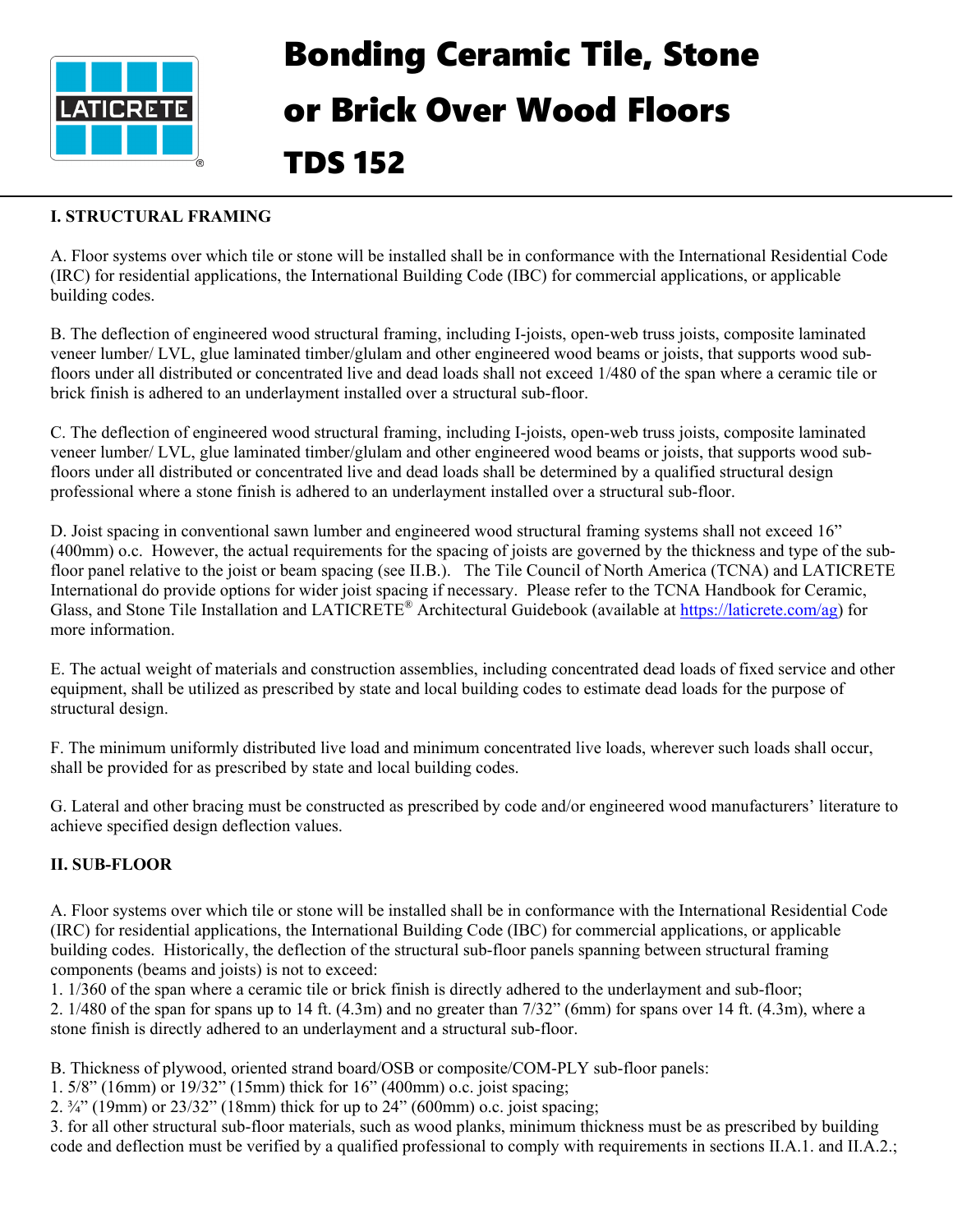# Bonding Ceramic Tile, Stone or Brick Over Wood Floors

# TDS 152

**I. STRUCTURAL FRAMING**

A. Floor systems over which tile or stone will be installed shall be in conformance with the International Residential Code (IRC) for residential applications, the International Building Code (IBC) for commercial applications, or applicable building codes.

B. The deflection of engineered wood structural framing, including I-joists, open-web truss joists, composite laminated veneer lumber/ LVL, glue laminated timber/glulam and other engineered wood beams or joists, that supports wood sub-floors under all distributed or concentrated live and dead loads shall not exceed 1/480 of the span where a ceramic tile or brick finish is adhered to an underlayment installed over a structural sub-floor.

C. The deflection of engineered wood structural framing, including I-joists, open-web truss joists, composite laminated veneer lumber/ LVL, glue laminated timber/glulam and other engineered wood beams or joists, that supports wood sub-floors under all distributed or concentrated live and dead loads shall be determined by a qualified structural design professional where a stone finish is adhered to an underlayment installed over a structural sub-floor.

D. Joist spacing in conventional sawn lumber and engineered wood structural framing systems shall not exceed 16" (400mm) o.c. However, the actual requirements for the spacing of joists are governed by the thickness and type of the sub-floor panel relative to the joist or beam spacing (see II.B.). The Tile Council of North America (TCNA) and LATICRETE International do provide options for wider joist spacing if necessary. Please refer to the TCNA Handbook for Ceramic, Glass, and Stone Tile Installation and LATICRETE® Architectural Guidebook (available at https://laticrete.com/ag) for more information.

E. The actual weight of materials and construction assemblies, including concentrated dead loads of fixed service and other equipment, shall be utilized as prescribed by state and local building codes to estimate dead loads for the purpose of structural design.

F. The minimum uniformly distributed live load and minimum concentrated live loads, wherever such loads shall occur, shall be provided for as prescribed by state and local building codes.

G. Lateral and other bracing must be constructed as prescribed by code and/or engineered wood manufacturers' literature to achieve specified design deflection values.

**II. SUB-FLOOR**

A. Floor systems over which tile or stone will be installed shall be in conformance with the International Residential Code (IRC) for residential applications, the International Building Code (IBC) for commercial applications, or applicable building codes. Historically, the deflection of the structural sub-floor panels spanning between structural framing components (beams and joists) is not to exceed:

1. 1/360 of the span where a ceramic tile or brick finish is directly adhered to the underlayment and sub-floor;
2. 1/480 of the span for spans up to 14 ft. (4.3m) and no greater than 7/32" (6mm) for spans over 14 ft. (4.3m), where a stone finish is directly adhered to an underlayment and a structural sub-floor.

B. Thickness of plywood, oriented strand board/OSB or composite/COM-PLY sub-floor panels:

1. 5/8" (16mm) or 19/32" (15mm) thick for 16" (400mm) o.c. joist spacing;
2. ¾" (19mm) or 23/32" (18mm) thick for up to 24" (600mm) o.c. joist spacing;
3. for all other structural sub-floor materials, such as wood planks, minimum thickness must be as prescribed by building code and deflection must be verified by a qualified professional to comply with requirements in sections II.A.1. and II.A.2.;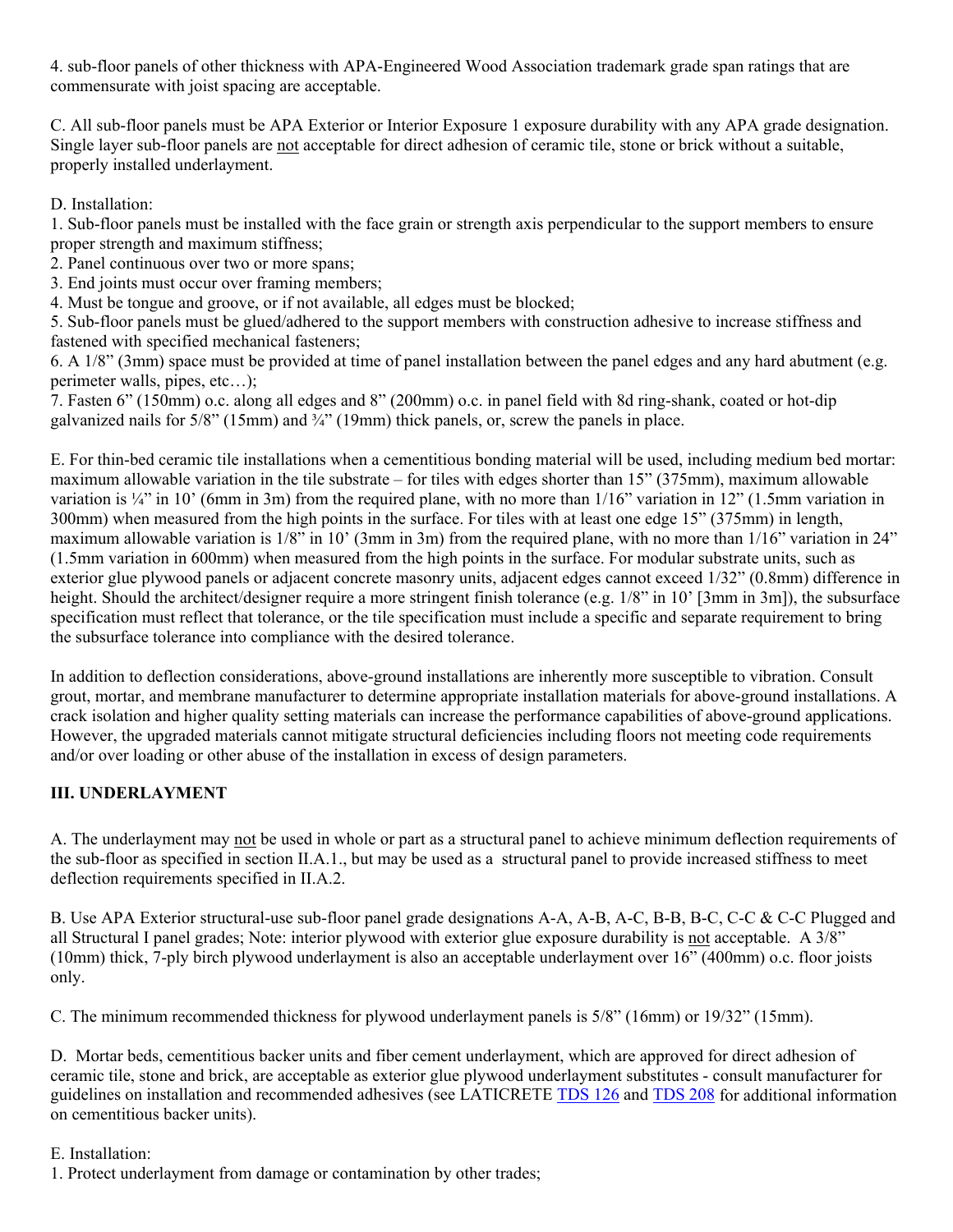4. sub-floor panels of other thickness with APA-Engineered Wood Association trademark grade span ratings that are commensurate with joist spacing are acceptable.

C. All sub-floor panels must be APA Exterior or Interior Exposure 1 exposure durability with any APA grade designation. Single layer sub-floor panels are not acceptable for direct adhesion of ceramic tile, stone or brick without a suitable, properly installed underlayment.

D. Installation:
1. Sub-floor panels must be installed with the face grain or strength axis perpendicular to the support members to ensure proper strength and maximum stiffness;
2. Panel continuous over two or more spans;
3. End joints must occur over framing members;
4. Must be tongue and groove, or if not available, all edges must be blocked;
5. Sub-floor panels must be glued/adhered to the support members with construction adhesive to increase stiffness and fastened with specified mechanical fasteners;
6. A 1/8" (3mm) space must be provided at time of panel installation between the panel edges and any hard abutment (e.g. perimeter walls, pipes, etc…);
7. Fasten 6" (150mm) o.c. along all edges and 8" (200mm) o.c. in panel field with 8d ring-shank, coated or hot-dip galvanized nails for 5/8" (15mm) and ¾" (19mm) thick panels, or, screw the panels in place.

E. For thin-bed ceramic tile installations when a cementitious bonding material will be used, including medium bed mortar: maximum allowable variation in the tile substrate – for tiles with edges shorter than 15" (375mm), maximum allowable variation is ¼" in 10' (6mm in 3m) from the required plane, with no more than 1/16" variation in 12" (1.5mm variation in 300mm) when measured from the high points in the surface. For tiles with at least one edge 15" (375mm) in length, maximum allowable variation is 1/8" in 10' (3mm in 3m) from the required plane, with no more than 1/16" variation in 24" (1.5mm variation in 600mm) when measured from the high points in the surface. For modular substrate units, such as exterior glue plywood panels or adjacent concrete masonry units, adjacent edges cannot exceed 1/32" (0.8mm) difference in height. Should the architect/designer require a more stringent finish tolerance (e.g. 1/8" in 10' [3mm in 3m]), the subsurface specification must reflect that tolerance, or the tile specification must include a specific and separate requirement to bring the subsurface tolerance into compliance with the desired tolerance.

In addition to deflection considerations, above-ground installations are inherently more susceptible to vibration. Consult grout, mortar, and membrane manufacturer to determine appropriate installation materials for above-ground installations. A crack isolation and higher quality setting materials can increase the performance capabilities of above-ground applications. However, the upgraded materials cannot mitigate structural deficiencies including floors not meeting code requirements and/or over loading or other abuse of the installation in excess of design parameters.

### III. UNDERLAYMENT

A. The underlayment may not be used in whole or part as a structural panel to achieve minimum deflection requirements of the sub-floor as specified in section II.A.1., but may be used as a structural panel to provide increased stiffness to meet deflection requirements specified in II.A.2.

B. Use APA Exterior structural-use sub-floor panel grade designations A-A, A-B, A-C, B-B, B-C, C-C & C-C Plugged and all Structural I panel grades; Note: interior plywood with exterior glue exposure durability is not acceptable. A 3/8" (10mm) thick, 7-ply birch plywood underlayment is also an acceptable underlayment over 16" (400mm) o.c. floor joists only.

C. The minimum recommended thickness for plywood underlayment panels is 5/8" (16mm) or 19/32" (15mm).

D. Mortar beds, cementitious backer units and fiber cement underlayment, which are approved for direct adhesion of ceramic tile, stone and brick, are acceptable as exterior glue plywood underlayment substitutes - consult manufacturer for guidelines on installation and recommended adhesives (see LATICRETE TDS 126 and TDS 208 for additional information on cementitious backer units).

E. Installation:
1. Protect underlayment from damage or contamination by other trades;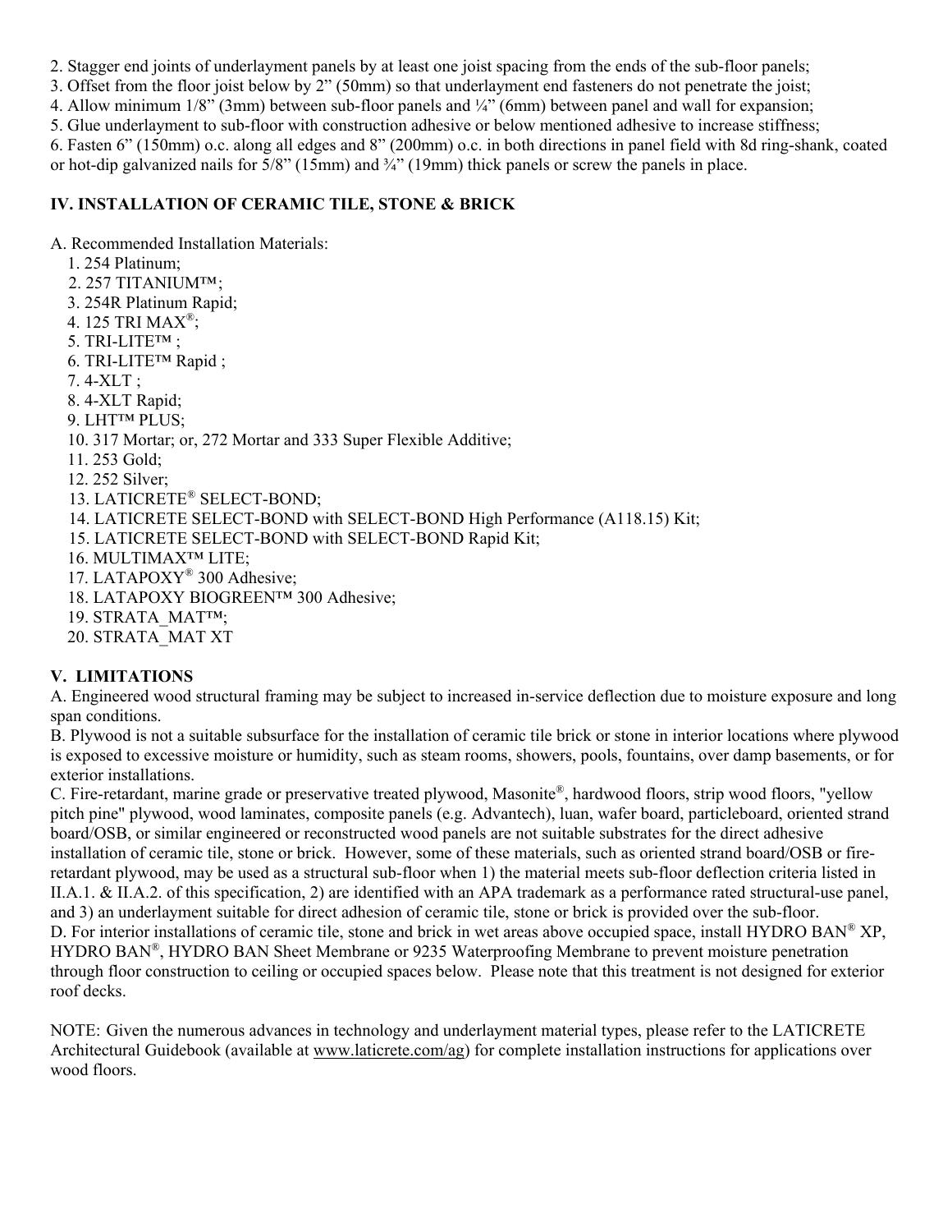2. Stagger end joints of underlayment panels by at least one joist spacing from the ends of the sub-floor panels;
3. Offset from the floor joist below by 2" (50mm) so that underlayment end fasteners do not penetrate the joist;
4. Allow minimum 1/8" (3mm) between sub-floor panels and ¼" (6mm) between panel and wall for expansion;
5. Glue underlayment to sub-floor with construction adhesive or below mentioned adhesive to increase stiffness;
6. Fasten 6" (150mm) o.c. along all edges and 8" (200mm) o.c. in both directions in panel field with 8d ring-shank, coated or hot-dip galvanized nails for 5/8" (15mm) and ¾" (19mm) thick panels or screw the panels in place.

## IV. INSTALLATION OF CERAMIC TILE, STONE & BRICK

A. Recommended Installation Materials:

1. 254 Platinum;
2. 257 TITANIUM™;
3. 254R Platinum Rapid;
4. 125 TRI MAX®;
5. TRI-LITE™ ;
6. TRI-LITE™ Rapid ;
7. 4-XLT ;
8. 4-XLT Rapid;
9. LHT™ PLUS;
10. 317 Mortar; or, 272 Mortar and 333 Super Flexible Additive;
11. 253 Gold;
12. 252 Silver;
13. LATICRETE® SELECT-BOND;
14. LATICRETE SELECT-BOND with SELECT-BOND High Performance (A118.15) Kit;
15. LATICRETE SELECT-BOND with SELECT-BOND Rapid Kit;
16. MULTIMAX™ LITE;
17. LATAPOXY® 300 Adhesive;
18. LATAPOXY BIOGREEN™ 300 Adhesive;
19. STRATA_MAT™;
20. STRATA_MAT XT

## V. LIMITATIONS

A. Engineered wood structural framing may be subject to increased in-service deflection due to moisture exposure and long span conditions.

B. Plywood is not a suitable subsurface for the installation of ceramic tile brick or stone in interior locations where plywood is exposed to excessive moisture or humidity, such as steam rooms, showers, pools, fountains, over damp basements, or for exterior installations.

C. Fire-retardant, marine grade or preservative treated plywood, Masonite®, hardwood floors, strip wood floors, "yellow pitch pine" plywood, wood laminates, composite panels (e.g. Advantech), luan, wafer board, particleboard, oriented strand board/OSB, or similar engineered or reconstructed wood panels are not suitable substrates for the direct adhesive installation of ceramic tile, stone or brick. However, some of these materials, such as oriented strand board/OSB or fire-retardant plywood, may be used as a structural sub-floor when 1) the material meets sub-floor deflection criteria listed in II.A.1. & II.A.2. of this specification, 2) are identified with an APA trademark as a performance rated structural-use panel, and 3) an underlayment suitable for direct adhesion of ceramic tile, stone or brick is provided over the sub-floor.

D. For interior installations of ceramic tile, stone and brick in wet areas above occupied space, install HYDRO BAN® XP, HYDRO BAN®, HYDRO BAN Sheet Membrane or 9235 Waterproofing Membrane to prevent moisture penetration through floor construction to ceiling or occupied spaces below. Please note that this treatment is not designed for exterior roof decks.

NOTE: Given the numerous advances in technology and underlayment material types, please refer to the LATICRETE Architectural Guidebook (available at www.laticrete.com/ag) for complete installation instructions for applications over wood floors.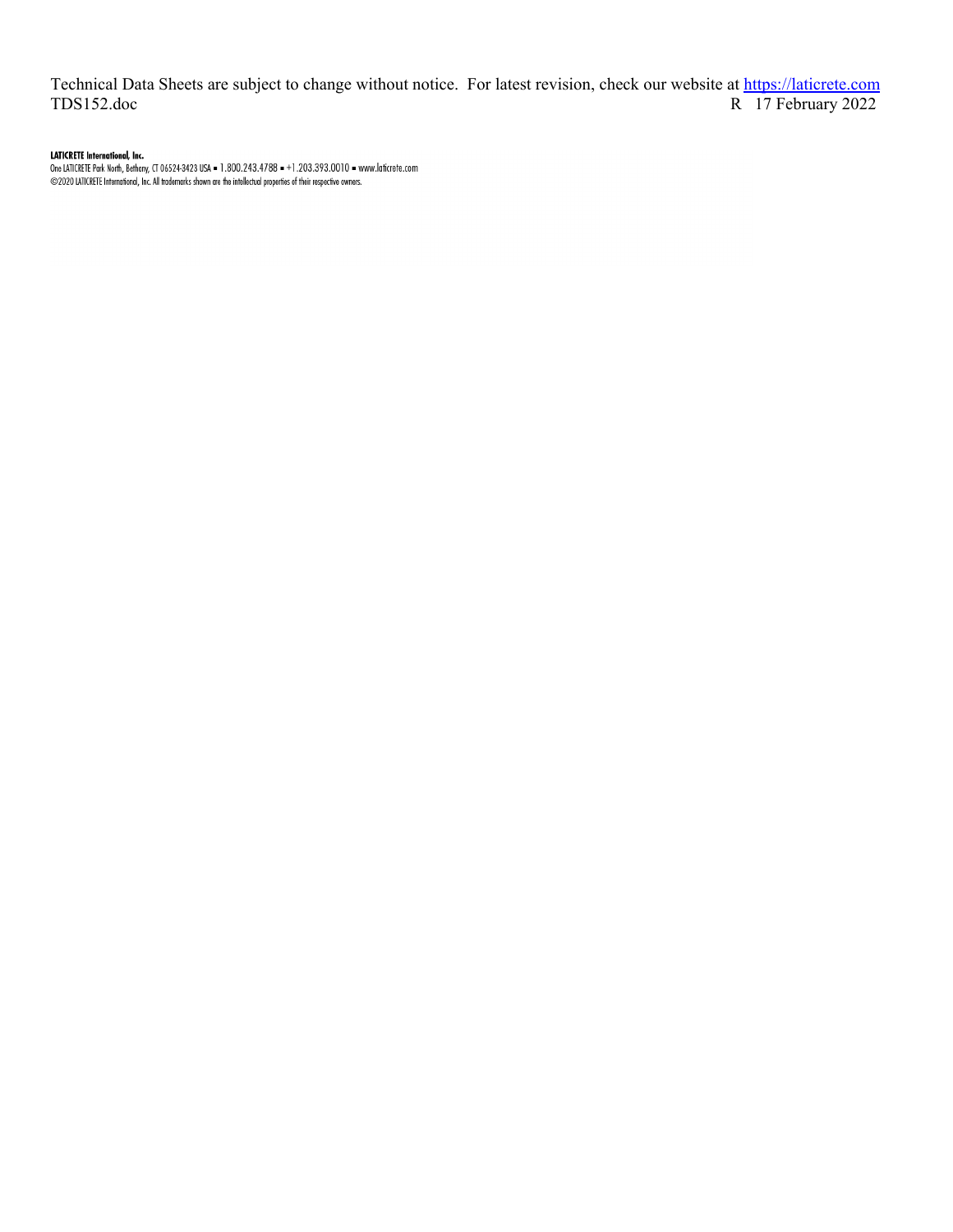Technical Data Sheets are subject to change without notice. For latest revision, check our website at [https://laticrete.com](https://laticrete.com)

TDS152.doc R 17 February 2022

**LATICRETE International, Inc.**

One LATICRETE Park North, Bethany, CT 06524-3423 USA ▪ 1.800.243.4788 ▪ +1.203.393.0010 ▪ www.laticrete.com

©2020 LATICRETE International, Inc. All trademarks shown are the intellectual properties of their respective owners.